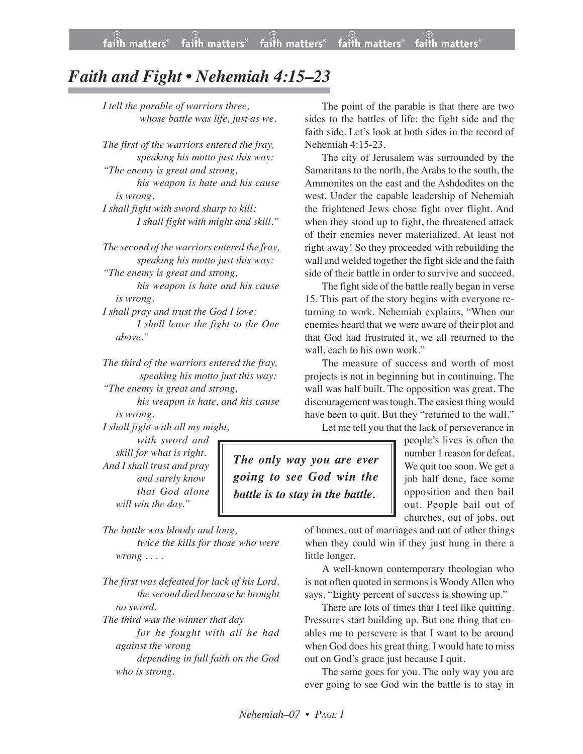# Faith and Fight • Nehemiah 4:15–23

*I tell the parable of warriors three,*
*whose battle was life, just as we.*

*The first of the warriors entered the fray,*
*speaking his motto just this way:*
*"The enemy is great and strong,*
*his weapon is hate and his cause is wrong.*
*I shall fight with sword sharp to kill;*
*I shall fight with might and skill."*

*The second of the warriors entered the fray,*
*speaking his motto just this way:*
*"The enemy is great and strong,*
*his weapon is hate and his cause is wrong.*
*I shall pray and trust the God I love;*
*I shall leave the fight to the One above."*

*The third of the warriors entered the fray,*
*speaking his motto just this way:*
*"The enemy is great and strong,*
*his weapon is hate, and his cause is wrong.*
*I shall fight with all my might,*
*with sword and skill for what is right.*
*And I shall trust and pray and surely know*
*that God alone will win the day."*

*The battle was bloody and long,*
*twice the kills for those who were wrong . . . .*

*The first was defeated for lack of his Lord,*
*the second died because he brought no sword.*
*The third was the winner that day*
*for he fought with all he had against the wrong*
*depending in full faith on the God who is strong.*

The point of the parable is that there are two sides to the battles of life: the fight side and the faith side. Let's look at both sides in the record of Nehemiah 4:15-23.

The city of Jerusalem was surrounded by the Samaritans to the north, the Arabs to the south, the Ammonites on the east and the Ashdodites on the west. Under the capable leadership of Nehemiah the frightened Jews chose fight over flight. And when they stood up to fight, the threatened attack of their enemies never materialized. At least not right away! So they proceeded with rebuilding the wall and welded together the fight side and the faith side of their battle in order to survive and succeed.

The fight side of the battle really began in verse 15. This part of the story begins with everyone returning to work. Nehemiah explains, "When our enemies heard that we were aware of their plot and that God had frustrated it, we all returned to the wall, each to his own work."

The measure of success and worth of most projects is not in beginning but in continuing. The wall was half built. The opposition was great. The discouragement was tough. The easiest thing would have been to quit. But they "returned to the wall."

Let me tell you that the lack of perseverance in people's lives is often the number 1 reason for defeat. We quit too soon. We get a job half done, face some opposition and then bail out. People bail out of churches, out of jobs, out of homes, out of marriages and out of other things when they could win if they just hung in there a little longer.

> ***The only way you are ever going to see God win the battle is to stay in the battle.***

A well-known contemporary theologian who is not often quoted in sermons is Woody Allen who says, "Eighty percent of success is showing up."

There are lots of times that I feel like quitting. Pressures start building up. But one thing that enables me to persevere is that I want to be around when God does his great thing. I would hate to miss out on God's grace just because I quit.

The same goes for you. The only way you are ever going to see God win the battle is to stay in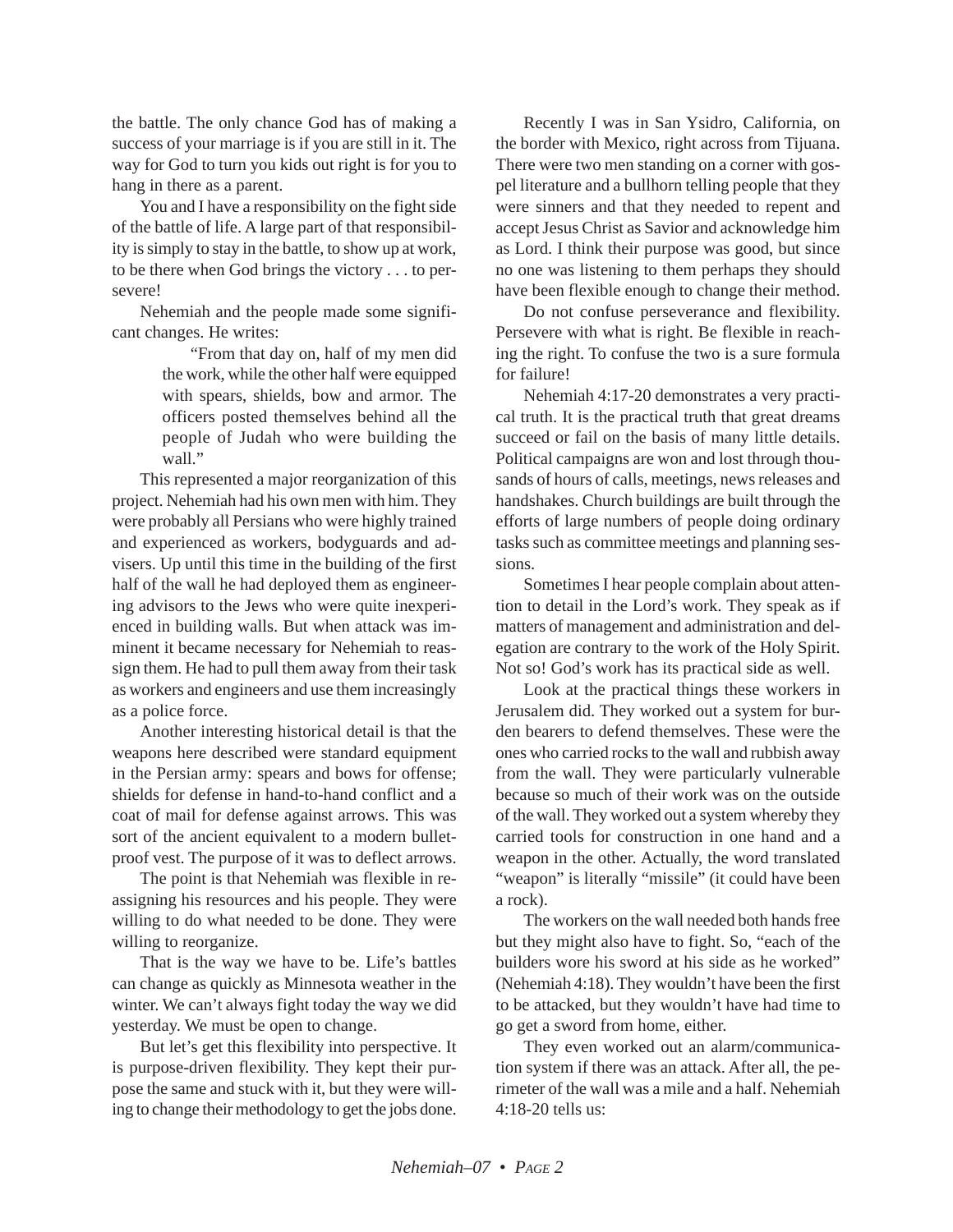the battle. The only chance God has of making a success of your marriage is if you are still in it. The way for God to turn you kids out right is for you to hang in there as a parent.

You and I have a responsibility on the fight side of the battle of life. A large part of that responsibility is simply to stay in the battle, to show up at work, to be there when God brings the victory . . . to persevere!

Nehemiah and the people made some significant changes. He writes:

> "From that day on, half of my men did the work, while the other half were equipped with spears, shields, bow and armor. The officers posted themselves behind all the people of Judah who were building the wall."

This represented a major reorganization of this project. Nehemiah had his own men with him. They were probably all Persians who were highly trained and experienced as workers, bodyguards and advisers. Up until this time in the building of the first half of the wall he had deployed them as engineering advisors to the Jews who were quite inexperienced in building walls. But when attack was imminent it became necessary for Nehemiah to reassign them. He had to pull them away from their task as workers and engineers and use them increasingly as a police force.

Another interesting historical detail is that the weapons here described were standard equipment in the Persian army: spears and bows for offense; shields for defense in hand-to-hand conflict and a coat of mail for defense against arrows. This was sort of the ancient equivalent to a modern bulletproof vest. The purpose of it was to deflect arrows.

The point is that Nehemiah was flexible in reassigning his resources and his people. They were willing to do what needed to be done. They were willing to reorganize.

That is the way we have to be. Life's battles can change as quickly as Minnesota weather in the winter. We can't always fight today the way we did yesterday. We must be open to change.

But let's get this flexibility into perspective. It is purpose-driven flexibility. They kept their purpose the same and stuck with it, but they were willing to change their methodology to get the jobs done.

Recently I was in San Ysidro, California, on the border with Mexico, right across from Tijuana. There were two men standing on a corner with gospel literature and a bullhorn telling people that they were sinners and that they needed to repent and accept Jesus Christ as Savior and acknowledge him as Lord. I think their purpose was good, but since no one was listening to them perhaps they should have been flexible enough to change their method.

Do not confuse perseverance and flexibility. Persevere with what is right. Be flexible in reaching the right. To confuse the two is a sure formula for failure!

Nehemiah 4:17-20 demonstrates a very practical truth. It is the practical truth that great dreams succeed or fail on the basis of many little details. Political campaigns are won and lost through thousands of hours of calls, meetings, news releases and handshakes. Church buildings are built through the efforts of large numbers of people doing ordinary tasks such as committee meetings and planning sessions.

Sometimes I hear people complain about attention to detail in the Lord's work. They speak as if matters of management and administration and delegation are contrary to the work of the Holy Spirit. Not so! God's work has its practical side as well.

Look at the practical things these workers in Jerusalem did. They worked out a system for burden bearers to defend themselves. These were the ones who carried rocks to the wall and rubbish away from the wall. They were particularly vulnerable because so much of their work was on the outside of the wall. They worked out a system whereby they carried tools for construction in one hand and a weapon in the other. Actually, the word translated "weapon" is literally "missile" (it could have been a rock).

The workers on the wall needed both hands free but they might also have to fight. So, "each of the builders wore his sword at his side as he worked" (Nehemiah 4:18). They wouldn't have been the first to be attacked, but they wouldn't have had time to go get a sword from home, either.

They even worked out an alarm/communication system if there was an attack. After all, the perimeter of the wall was a mile and a half. Nehemiah 4:18-20 tells us: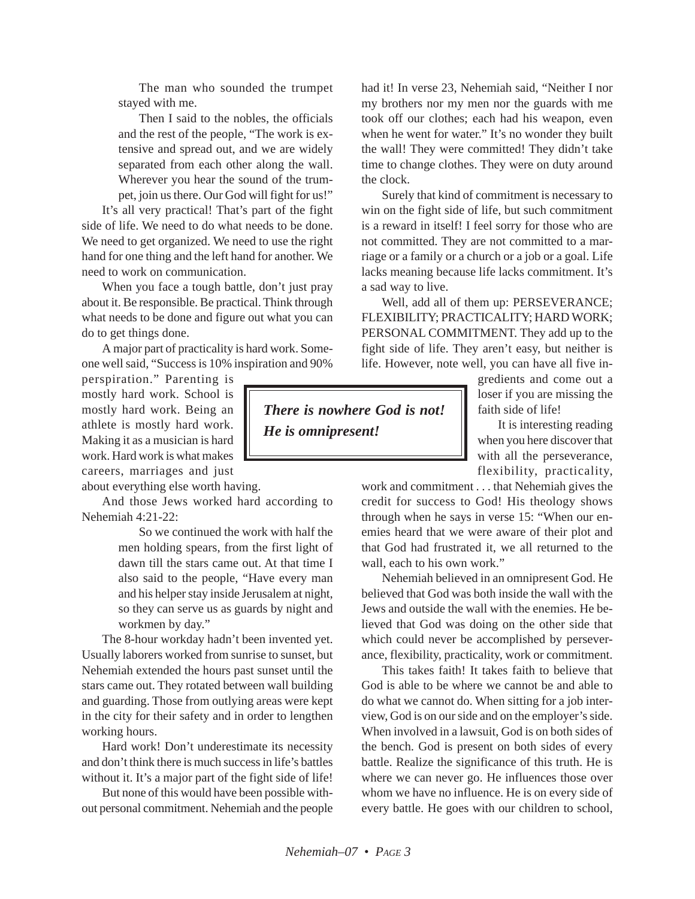> The man who sounded the trumpet stayed with me.
>
> Then I said to the nobles, the officials and the rest of the people, "The work is extensive and spread out, and we are widely separated from each other along the wall. Wherever you hear the sound of the trumpet, join us there. Our God will fight for us!"

It's all very practical! That's part of the fight side of life. We need to do what needs to be done. We need to get organized. We need to use the right hand for one thing and the left hand for another. We need to work on communication.

When you face a tough battle, don't just pray about it. Be responsible. Be practical. Think through what needs to be done and figure out what you can do to get things done.

A major part of practicality is hard work. Someone well said, "Success is 10% inspiration and 90% perspiration." Parenting is mostly hard work. School is mostly hard work. Being an athlete is mostly hard work. Making it as a musician is hard work. Hard work is what makes careers, marriages and just about everything else worth having.

And those Jews worked hard according to Nehemiah 4:21-22:

> So we continued the work with half the men holding spears, from the first light of dawn till the stars came out. At that time I also said to the people, "Have every man and his helper stay inside Jerusalem at night, so they can serve us as guards by night and workmen by day."

The 8-hour workday hadn't been invented yet. Usually laborers worked from sunrise to sunset, but Nehemiah extended the hours past sunset until the stars came out. They rotated between wall building and guarding. Those from outlying areas were kept in the city for their safety and in order to lengthen working hours.

Hard work! Don't underestimate its necessity and don't think there is much success in life's battles without it. It's a major part of the fight side of life!

But none of this would have been possible without personal commitment. Nehemiah and the people had it! In verse 23, Nehemiah said, "Neither I nor my brothers nor my men nor the guards with me took off our clothes; each had his weapon, even when he went for water." It's no wonder they built the wall! They were committed! They didn't take time to change clothes. They were on duty around the clock.

Surely that kind of commitment is necessary to win on the fight side of life, but such commitment is a reward in itself! I feel sorry for those who are not committed. They are not committed to a marriage or a family or a church or a job or a goal. Life lacks meaning because life lacks commitment. It's a sad way to live.

Well, add all of them up: PERSEVERANCE; FLEXIBILITY; PRACTICALITY; HARD WORK; PERSONAL COMMITMENT. They add up to the fight side of life. They aren't easy, but neither is life. However, note well, you can have all five ingredients and come out a loser if you are missing the faith side of life!

> ***There is nowhere God is not! He is omnipresent!***

It is interesting reading when you here discover that with all the perseverance, flexibility, practicality, work and commitment . . . that Nehemiah gives the credit for success to God! His theology shows through when he says in verse 15: "When our enemies heard that we were aware of their plot and that God had frustrated it, we all returned to the wall, each to his own work."

Nehemiah believed in an omnipresent God. He believed that God was both inside the wall with the Jews and outside the wall with the enemies. He believed that God was doing on the other side that which could never be accomplished by perseverance, flexibility, practicality, work or commitment.

This takes faith! It takes faith to believe that God is able to be where we cannot be and able to do what we cannot do. When sitting for a job interview, God is on our side and on the employer's side. When involved in a lawsuit, God is on both sides of the bench. God is present on both sides of every battle. Realize the significance of this truth. He is where we can never go. He influences those over whom we have no influence. He is on every side of every battle. He goes with our children to school,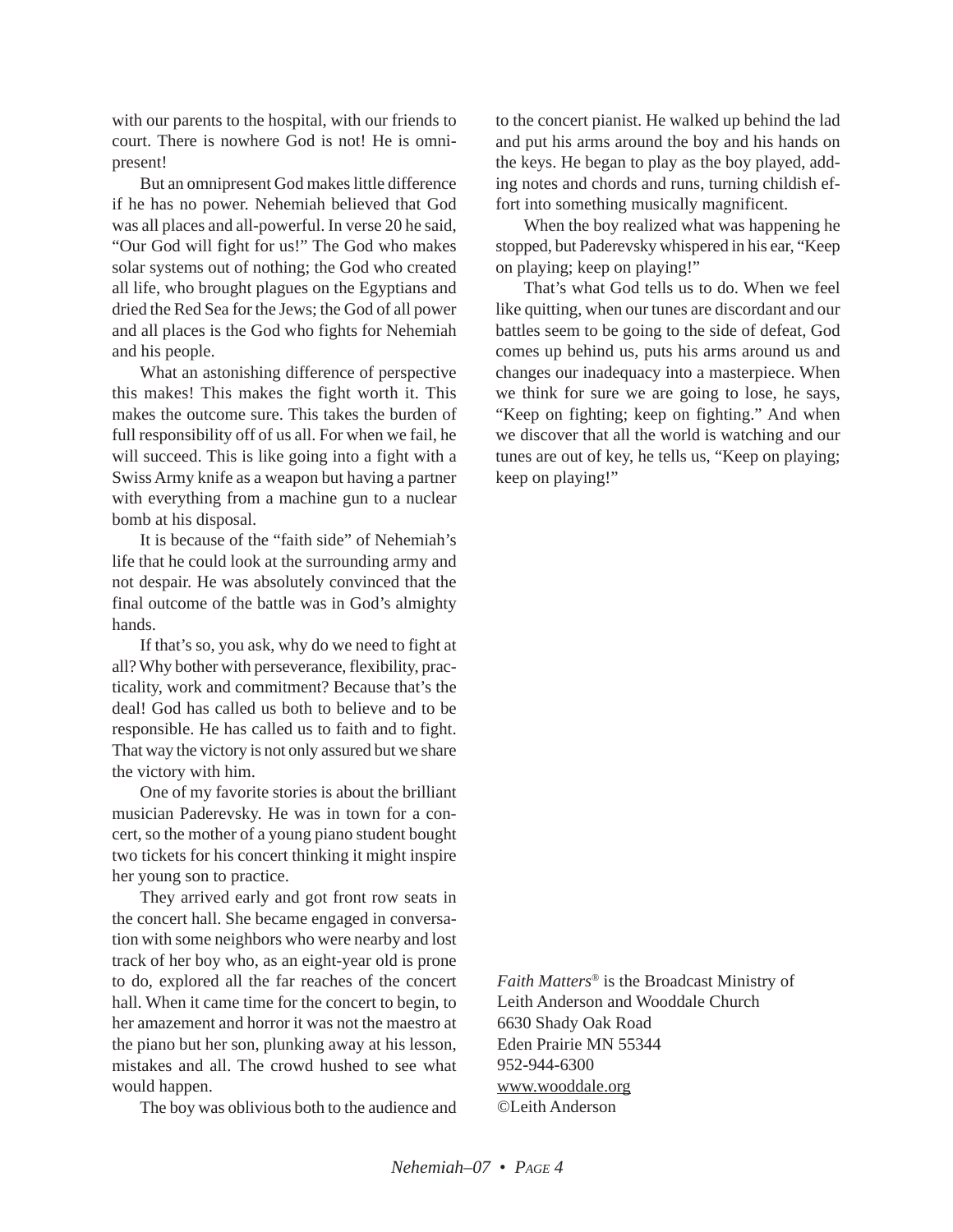with our parents to the hospital, with our friends to court. There is nowhere God is not! He is omnipresent!

But an omnipresent God makes little difference if he has no power. Nehemiah believed that God was all places and all-powerful. In verse 20 he said, "Our God will fight for us!" The God who makes solar systems out of nothing; the God who created all life, who brought plagues on the Egyptians and dried the Red Sea for the Jews; the God of all power and all places is the God who fights for Nehemiah and his people.

What an astonishing difference of perspective this makes! This makes the fight worth it. This makes the outcome sure. This takes the burden of full responsibility off of us all. For when we fail, he will succeed. This is like going into a fight with a Swiss Army knife as a weapon but having a partner with everything from a machine gun to a nuclear bomb at his disposal.

It is because of the "faith side" of Nehemiah's life that he could look at the surrounding army and not despair. He was absolutely convinced that the final outcome of the battle was in God's almighty hands.

If that's so, you ask, why do we need to fight at all? Why bother with perseverance, flexibility, practicality, work and commitment? Because that's the deal! God has called us both to believe and to be responsible. He has called us to faith and to fight. That way the victory is not only assured but we share the victory with him.

One of my favorite stories is about the brilliant musician Paderevsky. He was in town for a concert, so the mother of a young piano student bought two tickets for his concert thinking it might inspire her young son to practice.

They arrived early and got front row seats in the concert hall. She became engaged in conversation with some neighbors who were nearby and lost track of her boy who, as an eight-year old is prone to do, explored all the far reaches of the concert hall. When it came time for the concert to begin, to her amazement and horror it was not the maestro at the piano but her son, plunking away at his lesson, mistakes and all. The crowd hushed to see what would happen.

The boy was oblivious both to the audience and to the concert pianist. He walked up behind the lad and put his arms around the boy and his hands on the keys. He began to play as the boy played, adding notes and chords and runs, turning childish effort into something musically magnificent.

When the boy realized what was happening he stopped, but Paderevsky whispered in his ear, "Keep on playing; keep on playing!"

That's what God tells us to do. When we feel like quitting, when our tunes are discordant and our battles seem to be going to the side of defeat, God comes up behind us, puts his arms around us and changes our inadequacy into a masterpiece. When we think for sure we are going to lose, he says, "Keep on fighting; keep on fighting." And when we discover that all the world is watching and our tunes are out of key, he tells us, "Keep on playing; keep on playing!"

*Faith Matters®* is the Broadcast Ministry of
Leith Anderson and Wooddale Church
6630 Shady Oak Road
Eden Prairie MN 55344
952-944-6300
www.wooddale.org
©Leith Anderson